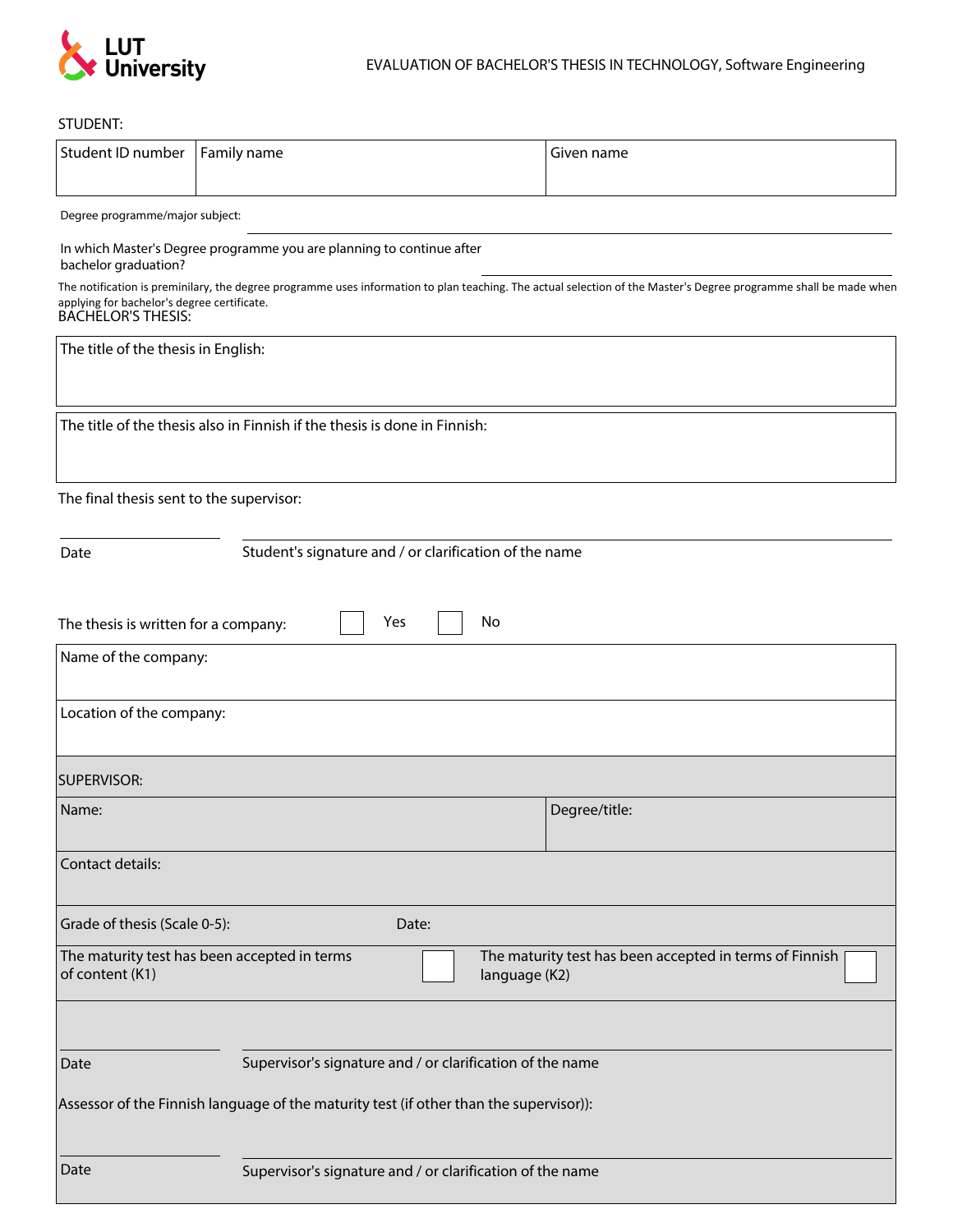LUT University

EVALUATION OF BACHELOR'S THESIS IN TECHNOLOGY, Software Engineering

STUDENT:

| Student ID number | Family name | Given name |
|---|---|---|
| | | |

Degree programme/major subject: \_\_\_\_\_\_\_\_\_\_\_\_\_\_\_\_\_\_\_\_\_\_\_\_\_\_\_\_\_\_\_\_\_\_\_\_\_\_\_\_

In which Master's Degree programme you are planning to continue after bachelor graduation? \_\_\_\_\_\_\_\_\_\_\_\_\_\_\_\_\_\_\_\_\_\_\_\_\_\_\_\_\_\_\_\_\_\_

The notification is preminilary, the degree programme uses information to plan teaching. The actual selection of the Master's Degree programme shall be made when applying for bachelor's degree certificate.

BACHELOR'S THESIS:

| The title of the thesis in English: |
|---|
| |

| The title of the thesis also in Finnish if the thesis is done in Finnish: |
|---|
| |

The final thesis sent to the supervisor:

\_\_\_\_\_\_\_\_\_\_\_\_\_\_\_\_ \_\_\_\_\_\_\_\_\_\_\_\_\_\_\_\_\_\_\_\_\_\_\_\_\_\_\_\_\_\_\_\_\_\_\_\_\_\_\_\_\_\_\_\_\_\_\_\_\_\_\_\_

Date Student's signature and / or clarification of the name

The thesis is written for a company: ☐ Yes ☐ No

| Name of the company: |
|---|
| Location of the company: |

SUPERVISOR:

| Name: | Degree/title: |
|---|---|
| Contact details: | |
| Grade of thesis (Scale 0-5): | Date: |
| The maturity test has been accepted in terms of content (K1) ☐ | The maturity test has been accepted in terms of Finnish language (K2) ☐ |

\_\_\_\_\_\_\_\_\_\_\_\_\_\_\_\_ \_\_\_\_\_\_\_\_\_\_\_\_\_\_\_\_\_\_\_\_\_\_\_\_\_\_\_\_\_\_\_\_\_\_\_\_\_\_\_\_\_\_\_\_\_\_\_\_\_\_\_\_

Date Supervisor's signature and / or clarification of the name

Assessor of the Finnish language of the maturity test (if other than the supervisor)):

\_\_\_\_\_\_\_\_\_\_\_\_\_\_\_\_ \_\_\_\_\_\_\_\_\_\_\_\_\_\_\_\_\_\_\_\_\_\_\_\_\_\_\_\_\_\_\_\_\_\_\_\_\_\_\_\_\_\_\_\_\_\_\_\_\_\_\_\_

Date Supervisor's signature and / or clarification of the name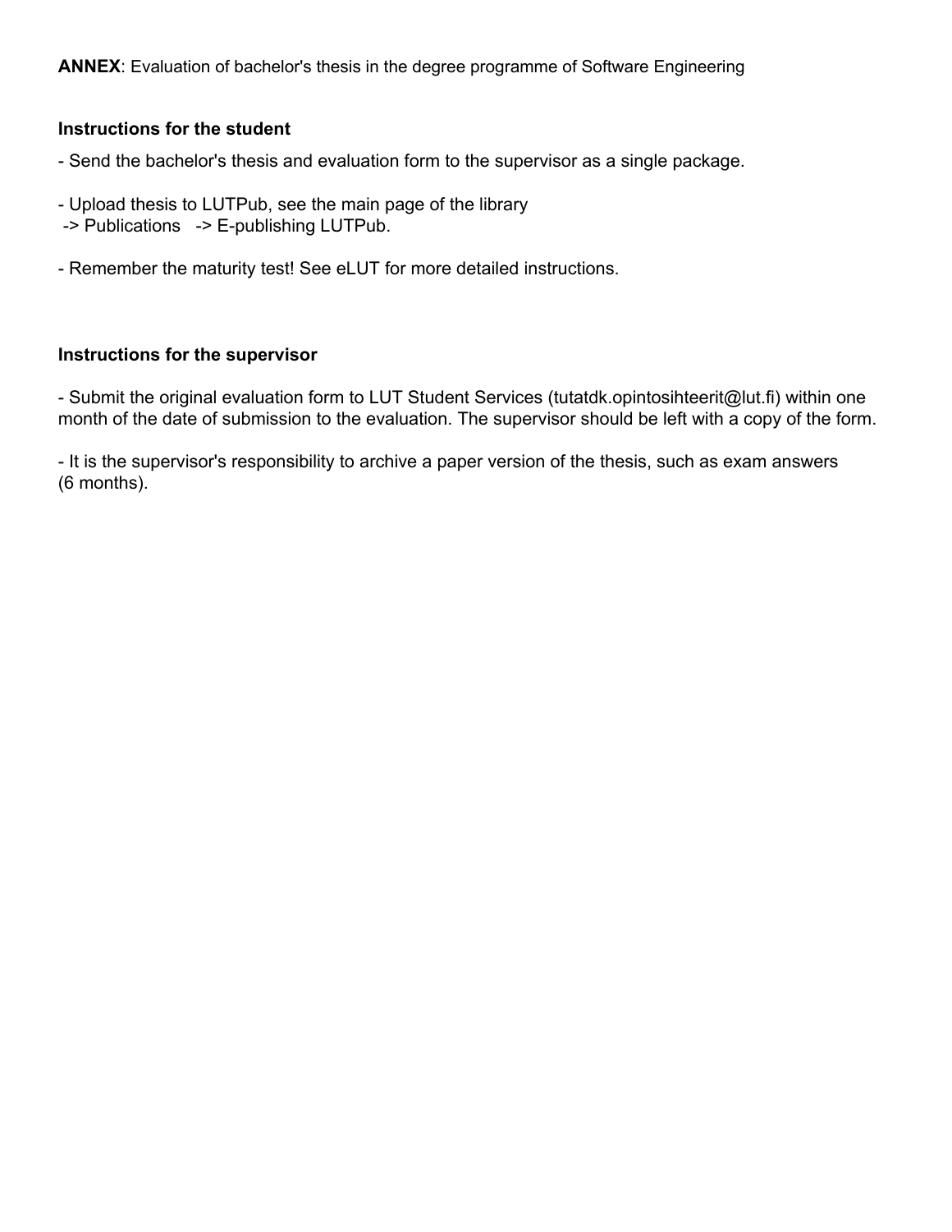**ANNEX**: Evaluation of bachelor's thesis in the degree programme of Software Engineering

**Instructions for the student**

- Send the bachelor's thesis and evaluation form to the supervisor as a single package.

- Upload thesis to LUTPub, see the main page of the library
 -> Publications -> E-publishing LUTPub.

- Remember the maturity test! See eLUT for more detailed instructions.

**Instructions for the supervisor**

- Submit the original evaluation form to LUT Student Services (tutatdk.opintosihteerit@lut.fi) within one month of the date of submission to the evaluation. The supervisor should be left with a copy of the form.

- It is the supervisor's responsibility to archive a paper version of the thesis, such as exam answers (6 months).